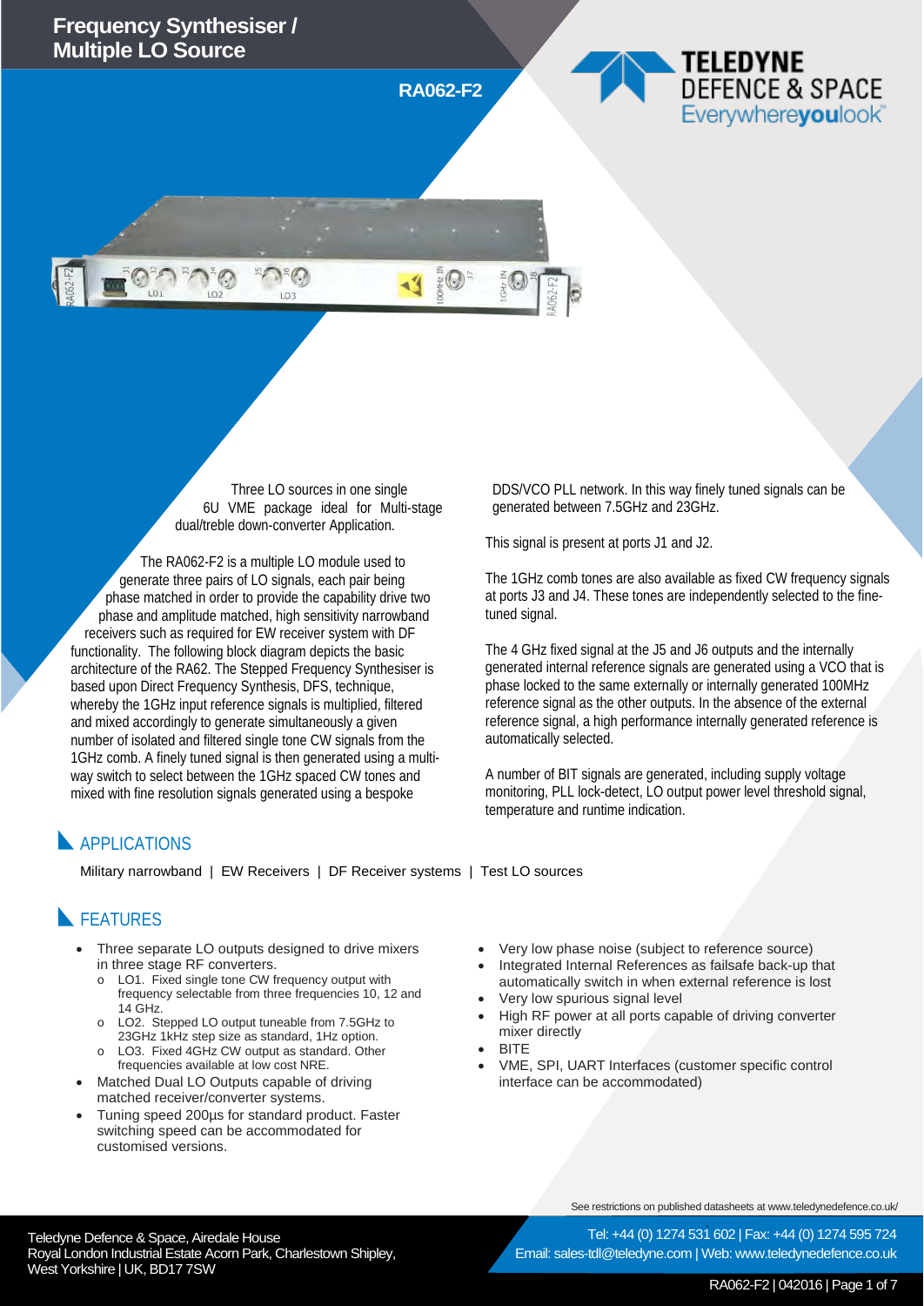# Frequency Synthesiser / Multiple LO Source

**RA062-F2**

TELEDYNE DEFENCE & SPACE
Everywhereyoulook

Three LO sources in one single 6U VME package ideal for Multi-stage dual/treble down-converter Application.

The RA062-F2 is a multiple LO module used to generate three pairs of LO signals, each pair being phase matched in order to provide the capability drive two phase and amplitude matched, high sensitivity narrowband receivers such as required for EW receiver system with DF functionality. The following block diagram depicts the basic architecture of the RA62. The Stepped Frequency Synthesiser is based upon Direct Frequency Synthesis, DFS, technique, whereby the 1GHz input reference signals is multiplied, filtered and mixed accordingly to generate simultaneously a given number of isolated and filtered single tone CW signals from the 1GHz comb. A finely tuned signal is then generated using a multi-way switch to select between the 1GHz spaced CW tones and mixed with fine resolution signals generated using a bespoke DDS/VCO PLL network. In this way finely tuned signals can be generated between 7.5GHz and 23GHz.

This signal is present at ports J1 and J2.

The 1GHz comb tones are also available as fixed CW frequency signals at ports J3 and J4. These tones are independently selected to the fine-tuned signal.

The 4 GHz fixed signal at the J5 and J6 outputs and the internally generated internal reference signals are generated using a VCO that is phase locked to the same externally or internally generated 100MHz reference signal as the other outputs. In the absence of the external reference signal, a high performance internally generated reference is automatically selected.

A number of BIT signals are generated, including supply voltage monitoring, PLL lock-detect, LO output power level threshold signal, temperature and runtime indication.

## APPLICATIONS

Military narrowband | EW Receivers | DF Receiver systems | Test LO sources

## FEATURES

- Three separate LO outputs designed to drive mixers in three stage RF converters.
  - LO1. Fixed single tone CW frequency output with frequency selectable from three frequencies 10, 12 and 14 GHz.
  - LO2. Stepped LO output tuneable from 7.5GHz to 23GHz 1kHz step size as standard, 1Hz option.
  - LO3. Fixed 4GHz CW output as standard. Other frequencies available at low cost NRE.
- Matched Dual LO Outputs capable of driving matched receiver/converter systems.
- Tuning speed 200µs for standard product. Faster switching speed can be accommodated for customised versions.
- Very low phase noise (subject to reference source)
- Integrated Internal References as failsafe back-up that automatically switch in when external reference is lost
- Very low spurious signal level
- High RF power at all ports capable of driving converter mixer directly
- BITE
- VME, SPI, UART Interfaces (customer specific control interface can be accommodated)

See restrictions on published datasheets at www.teledynedefence.co.uk/

Teledyne Defence & Space, Airedale House
Royal London Industrial Estate Acorn Park, Charlestown Shipley, West Yorkshire | UK, BD17 7SW

Tel: +44 (0) 1274 531 602 | Fax: +44 (0) 1274 595 724
Email: sales-tdl@teledyne.com | Web: www.teledynedefence.co.uk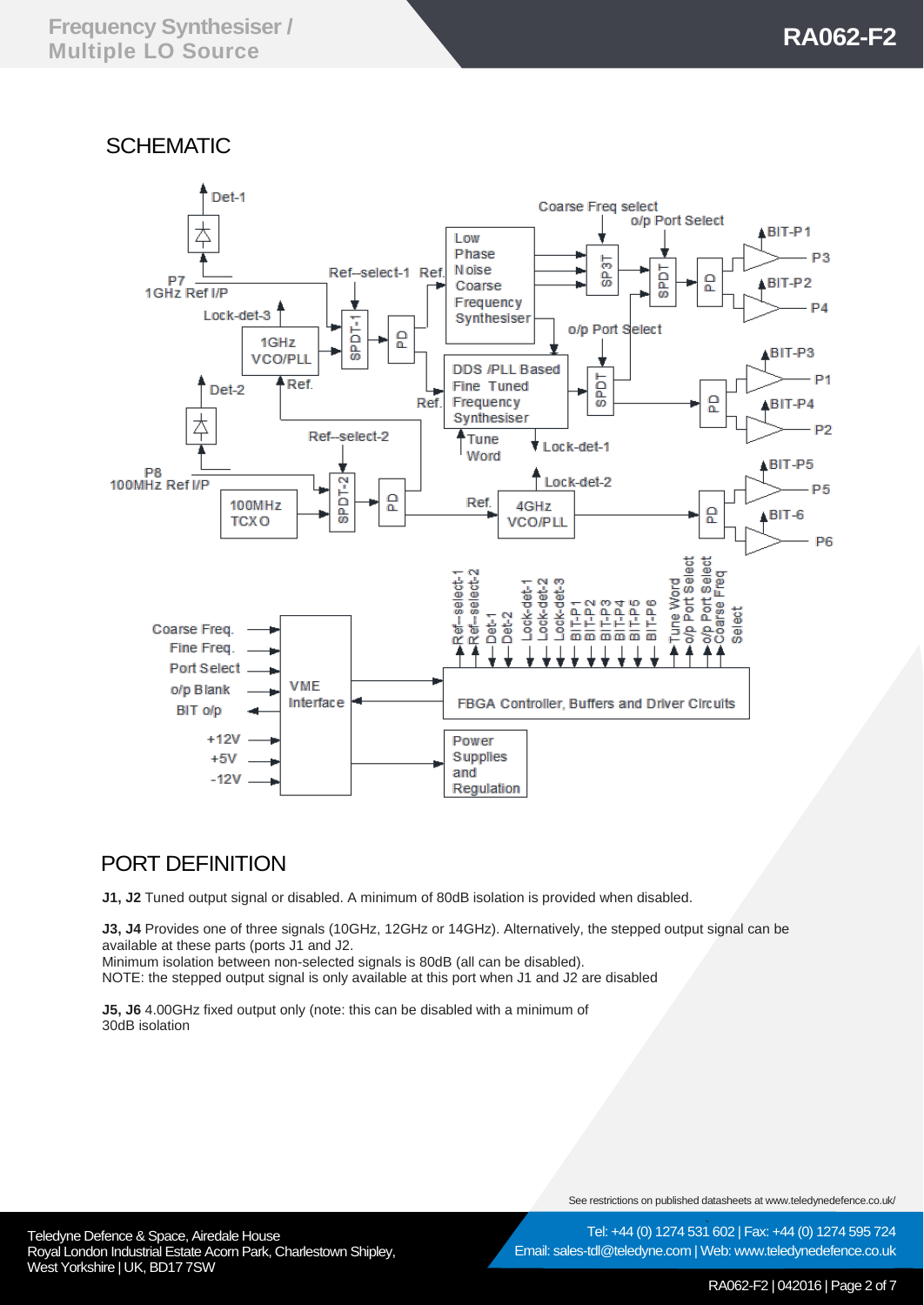## SCHEMATIC

Det-1

Coarse Freq select

o/p Port Select

BIT-P1

P3

Low Phase Noise Coarse Frequency Synthesiser

SP3T

SPDT

PD

BIT-P2

P4

P7
1GHz Ref I/P

Ref--select-1

Ref.

Lock-det-3

1GHz VCO/PLL

SPDT-1

PD

o/p Port Select

BIT-P3

P1

DDS /PLL Based Fine Tuned Frequency Synthesiser

SPDT

Det-2

Ref.

Ref.

PD

BIT-P4

P2

Ref--select-2

Tune Word

Lock-det-1

BIT-P5

P8
100MHz Ref I/P

Lock-det-2

P5

100MHz TCXO

SPDT-2

PD

Ref.

4GHz VCO/PLL

PD

BIT-6

P6

Ref--select-1
Ref--select-2
Det-1
Det-2
Lock-det-1
Lock-det-2
Lock-det-3
BIT-P1
BIT-P2
BIT-P3
BIT-P4
BIT-P5
BIT-P6
Tune Word
o/p Port Select
o/p Port Select
Coarse Freq Select

Coarse Freq.

Fine Freq.

Port Select

o/p Blank

BIT o/p

VME Interface

FBGA Controller, Buffers and Driver Circuits

+12V

+5V

-12V

Power Supplies and Regulation

## PORT DEFINITION

**J1, J2** Tuned output signal or disabled. A minimum of 80dB isolation is provided when disabled.

**J3, J4** Provides one of three signals (10GHz, 12GHz or 14GHz). Alternatively, the stepped output signal can be available at these parts (ports J1 and J2.
Minimum isolation between non-selected signals is 80dB (all can be disabled).
NOTE: the stepped output signal is only available at this port when J1 and J2 are disabled

**J5, J6** 4.00GHz fixed output only (note: this can be disabled with a minimum of 30dB isolation

See restrictions on published datasheets at www.teledynedefence.co.uk/

Teledyne Defence & Space, Airedale House
Royal London Industrial Estate Acorn Park, Charlestown Shipley, West Yorkshire | UK, BD17 7SW

Tel: +44 (0) 1274 531 602 | Fax: +44 (0) 1274 595 724
Email: sales-tdl@teledyne.com | Web: www.teledynedefence.co.uk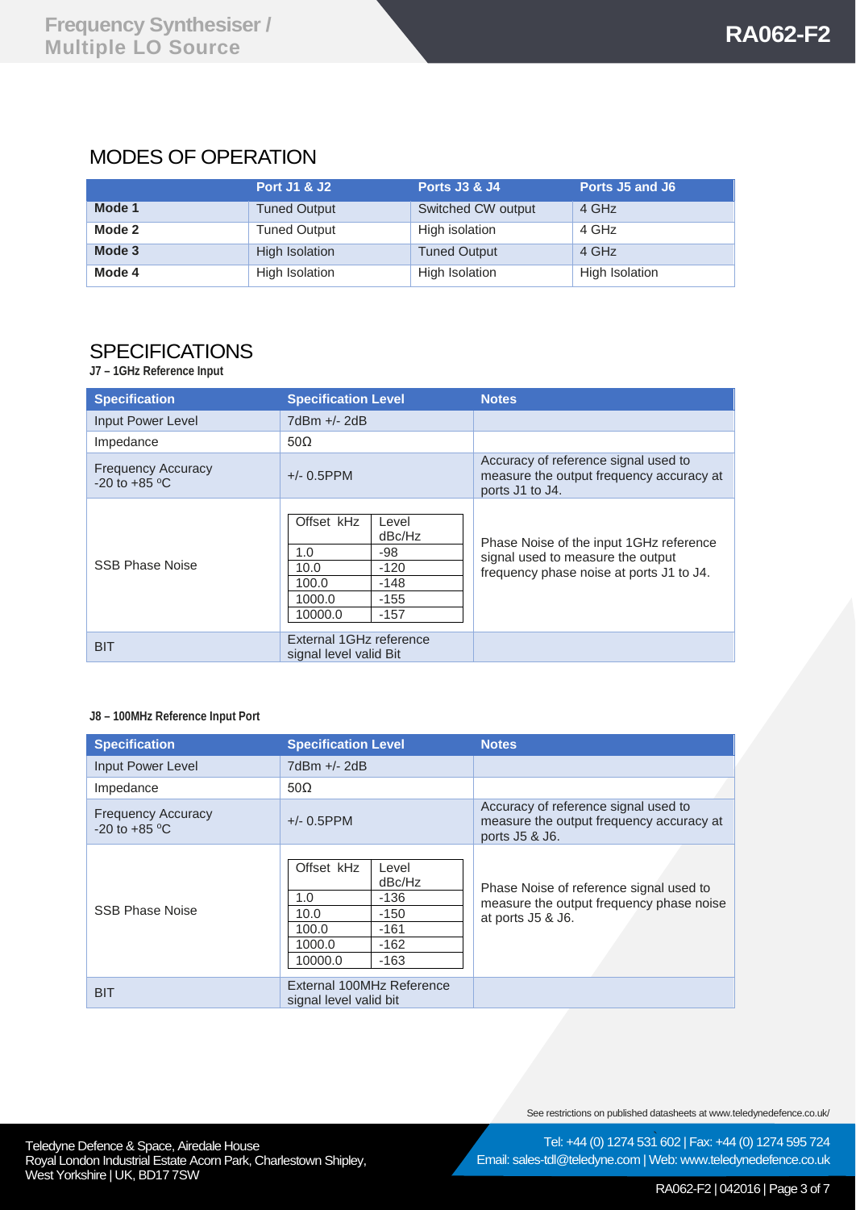## MODES OF OPERATION

| | Port J1 & J2 | Ports J3 & J4 | Ports J5 and J6 |
|---|---|---|---|
| **Mode 1** | Tuned Output | Switched CW output | 4 GHz |
| **Mode 2** | Tuned Output | High isolation | 4 GHz |
| **Mode 3** | High Isolation | Tuned Output | 4 GHz |
| **Mode 4** | High Isolation | High Isolation | High Isolation |

## SPECIFICATIONS

**J7 – 1GHz Reference Input**

| Specification | Specification Level | Notes |
|---|---|---|
| Input Power Level | 7dBm +/- 2dB | |
| Impedance | 50Ω | |
| Frequency Accuracy -20 to +85 ºC | +/- 0.5PPM | Accuracy of reference signal used to measure the output frequency accuracy at ports J1 to J4. |
| SSB Phase Noise | Offset kHz / Level dBc/Hz: 1.0 / -98; 10.0 / -120; 100.0 / -148; 1000.0 / -155; 10000.0 / -157 | Phase Noise of the input 1GHz reference signal used to measure the output frequency phase noise at ports J1 to J4. |
| BIT | External 1GHz reference signal level valid Bit | |

**J8 – 100MHz Reference Input Port**

| Specification | Specification Level | Notes |
|---|---|---|
| Input Power Level | 7dBm +/- 2dB | |
| Impedance | 50Ω | |
| Frequency Accuracy -20 to +85 ºC | +/- 0.5PPM | Accuracy of reference signal used to measure the output frequency accuracy at ports J5 & J6. |
| SSB Phase Noise | Offset kHz / Level dBc/Hz: 1.0 / -136; 10.0 / -150; 100.0 / -161; 1000.0 / -162; 10000.0 / -163 | Phase Noise of reference signal used to measure the output frequency phase noise at ports J5 & J6. |
| BIT | External 100MHz Reference signal level valid bit | |

See restrictions on published datasheets at www.teledynedefence.co.uk/

Teledyne Defence & Space, Airedale House
Royal London Industrial Estate Acorn Park, Charlestown Shipley,
West Yorkshire | UK, BD17 7SW

Tel: +44 (0) 1274 531 602 | Fax: +44 (0) 1274 595 724
Email: sales-tdl@teledyne.com | Web: www.teledynedefence.co.uk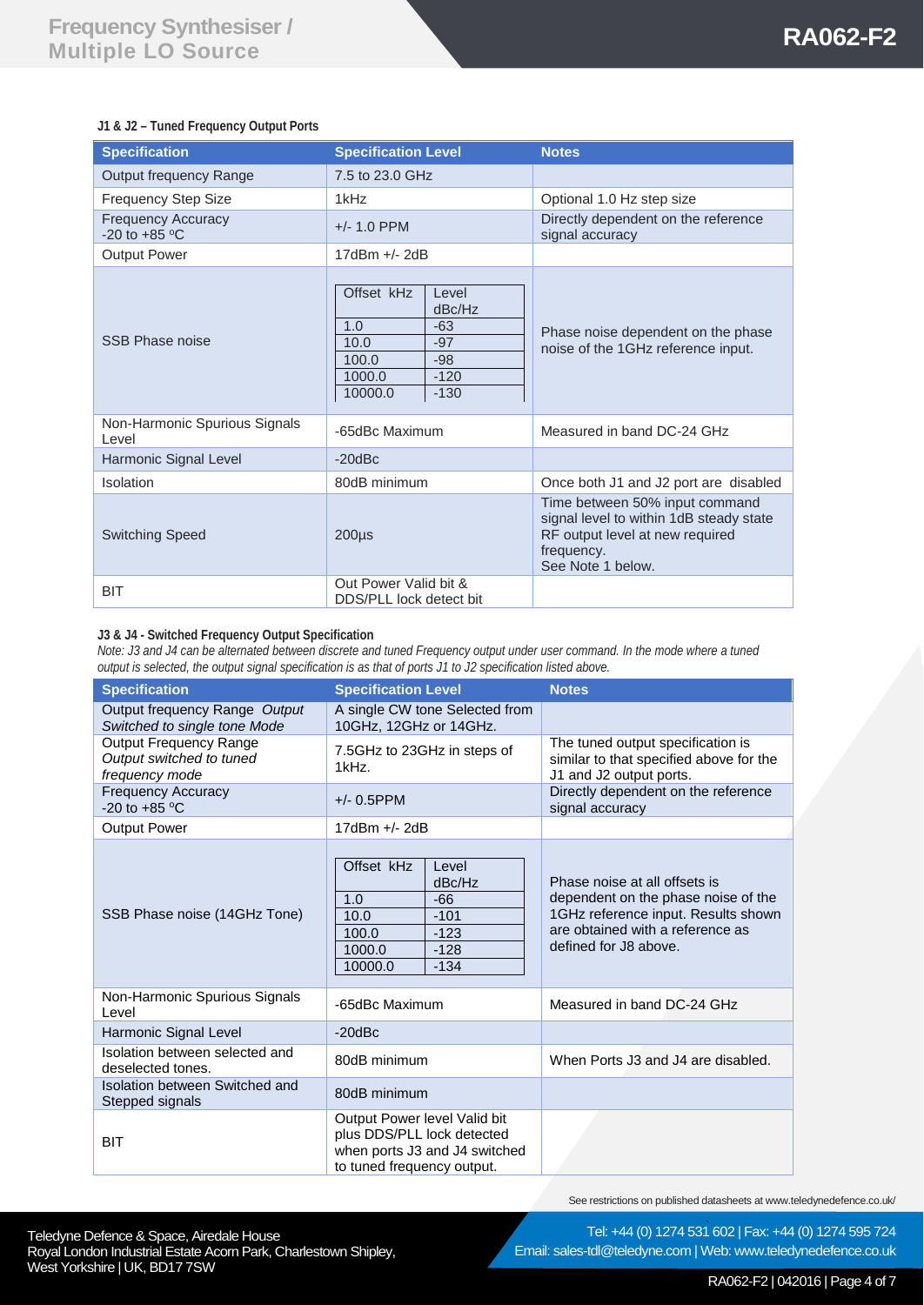### J1 & J2 – Tuned Frequency Output Ports

| Specification | Specification Level | Notes |
|---|---|---|
| Output frequency Range | 7.5 to 23.0 GHz | |
| Frequency Step Size | 1kHz | Optional 1.0 Hz step size |
| Frequency Accuracy -20 to +85 ºC | +/- 1.0 PPM | Directly dependent on the reference signal accuracy |
| Output Power | 17dBm +/- 2dB | |
| SSB Phase noise | Offset kHz / Level dBc/Hz: 1.0 / -63; 10.0 / -97; 100.0 / -98; 1000.0 / -120; 10000.0 / -130 | Phase noise dependent on the phase noise of the 1GHz reference input. |
| Non-Harmonic Spurious Signals Level | -65dBc Maximum | Measured in band DC-24 GHz |
| Harmonic Signal Level | -20dBc | |
| Isolation | 80dB minimum | Once both J1 and J2 port are disabled |
| Switching Speed | 200µs | Time between 50% input command signal level to within 1dB steady state RF output level at new required frequency. See Note 1 below. |
| BIT | Out Power Valid bit & DDS/PLL lock detect bit | |

### J3 & J4 - Switched Frequency Output Specification

*Note: J3 and J4 can be alternated between discrete and tuned Frequency output under user command. In the mode where a tuned output is selected, the output signal specification is as that of ports J1 to J2 specification listed above.*

| Specification | Specification Level | Notes |
|---|---|---|
| Output frequency Range *Output Switched to single tone Mode* | A single CW tone Selected from 10GHz, 12GHz or 14GHz. | |
| Output Frequency Range *Output switched to tuned frequency mode* | 7.5GHz to 23GHz in steps of 1kHz. | The tuned output specification is similar to that specified above for the J1 and J2 output ports. |
| Frequency Accuracy -20 to +85 ºC | +/- 0.5PPM | Directly dependent on the reference signal accuracy |
| Output Power | 17dBm +/- 2dB | |
| SSB Phase noise (14GHz Tone) | Offset kHz / Level dBc/Hz: 1.0 / -66; 10.0 / -101; 100.0 / -123; 1000.0 / -128; 10000.0 / -134 | Phase noise at all offsets is dependent on the phase noise of the 1GHz reference input. Results shown are obtained with a reference as defined for J8 above. |
| Non-Harmonic Spurious Signals Level | -65dBc Maximum | Measured in band DC-24 GHz |
| Harmonic Signal Level | -20dBc | |
| Isolation between selected and deselected tones. | 80dB minimum | When Ports J3 and J4 are disabled. |
| Isolation between Switched and Stepped signals | 80dB minimum | |
| BIT | Output Power level Valid bit plus DDS/PLL lock detected when ports J3 and J4 switched to tuned frequency output. | |

See restrictions on published datasheets at www.teledynedefence.co.uk/

Teledyne Defence & Space, Airedale House
Royal London Industrial Estate Acorn Park, Charlestown Shipley,
West Yorkshire | UK, BD17 7SW

Tel: +44 (0) 1274 531 602 | Fax: +44 (0) 1274 595 724
Email: sales-tdl@teledyne.com | Web: www.teledynedefence.co.uk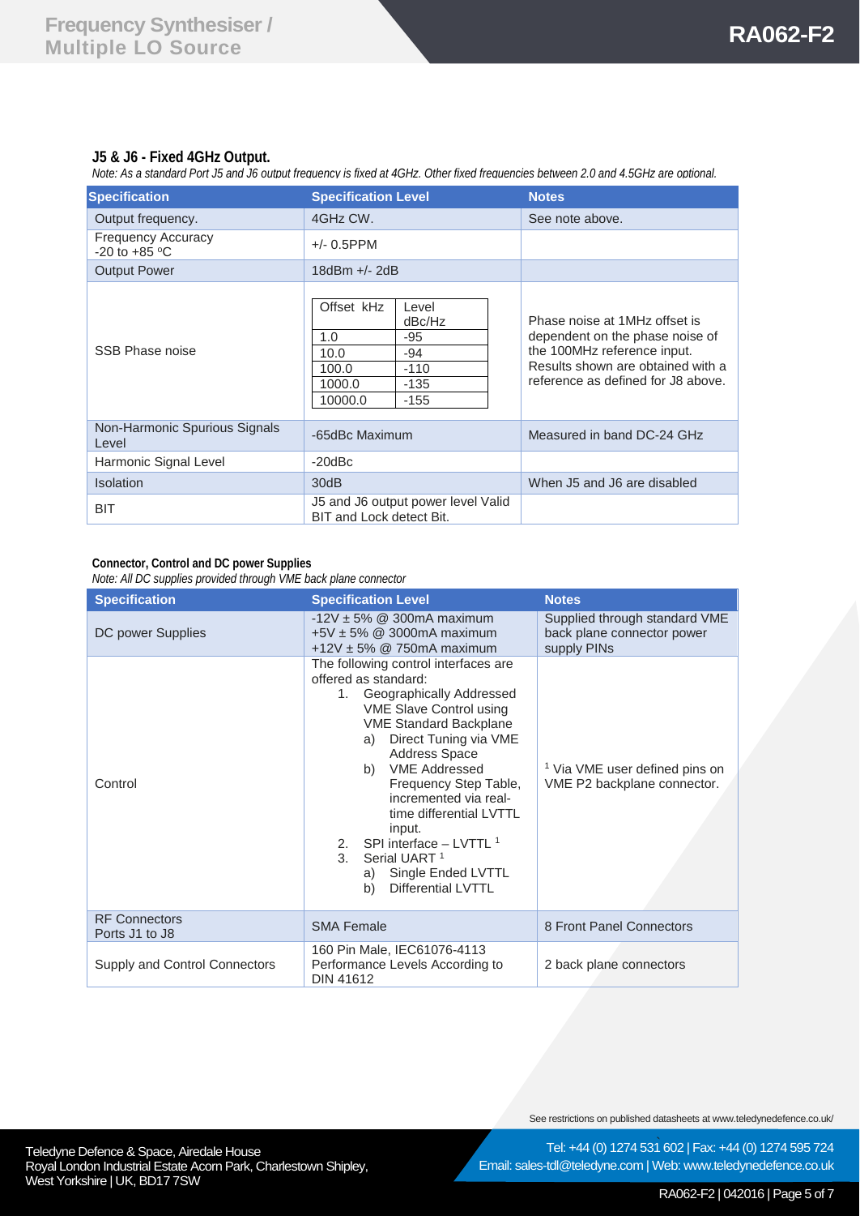### J5 & J6 - Fixed 4GHz Output.

*Note: As a standard Port J5 and J6 output frequency is fixed at 4GHz. Other fixed frequencies between 2.0 and 4.5GHz are optional.*

| Specification | Specification Level | Notes |
|---|---|---|
| Output frequency. | 4GHz CW. | See note above. |
| Frequency Accuracy -20 to +85 ºC | +/- 0.5PPM | |
| Output Power | 18dBm +/- 2dB | |
| SSB Phase noise | Offset kHz / Level dBc/Hz: 1.0 / -95; 10.0 / -94; 100.0 / -110; 1000.0 / -135; 10000.0 / -155 | Phase noise at 1MHz offset is dependent on the phase noise of the 100MHz reference input. Results shown are obtained with a reference as defined for J8 above. |
| Non-Harmonic Spurious Signals Level | -65dBc Maximum | Measured in band DC-24 GHz |
| Harmonic Signal Level | -20dBc | |
| Isolation | 30dB | When J5 and J6 are disabled |
| BIT | J5 and J6 output power level Valid BIT and Lock detect Bit. | |

SSB Phase noise:

| Offset kHz | Level dBc/Hz |
|---|---|
| 1.0 | -95 |
| 10.0 | -94 |
| 100.0 | -110 |
| 1000.0 | -135 |
| 10000.0 | -155 |

#### Connector, Control and DC power Supplies

*Note: All DC supplies provided through VME back plane connector*

| Specification | Specification Level | Notes |
|---|---|---|
| DC power Supplies | -12V ± 5% @ 300mA maximum<br>+5V ± 5% @ 3000mA maximum<br>+12V ± 5% @ 750mA maximum | Supplied through standard VME back plane connector power supply PINs |
| Control | The following control interfaces are offered as standard:<br>1. Geographically Addressed VME Slave Control using VME Standard Backplane<br>a) Direct Tuning via VME Address Space<br>b) VME Addressed Frequency Step Table, incremented via real-time differential LVTTL input.<br>2. SPI interface – LVTTL [1]<br>3. Serial UART [1]<br>a) Single Ended LVTTL<br>b) Differential LVTTL | [1] Via VME user defined pins on VME P2 backplane connector. |
| RF Connectors Ports J1 to J8 | SMA Female | 8 Front Panel Connectors |
| Supply and Control Connectors | 160 Pin Male, IEC61076-4113 Performance Levels According to DIN 41612 | 2 back plane connectors |

See restrictions on published datasheets at www.teledynedefence.co.uk/

Teledyne Defence & Space, Airedale House
Royal London Industrial Estate Acorn Park, Charlestown Shipley,
West Yorkshire | UK, BD17 7SW

Tel: +44 (0) 1274 531 602 | Fax: +44 (0) 1274 595 724
Email: sales-tdl@teledyne.com | Web: www.teledynedefence.co.uk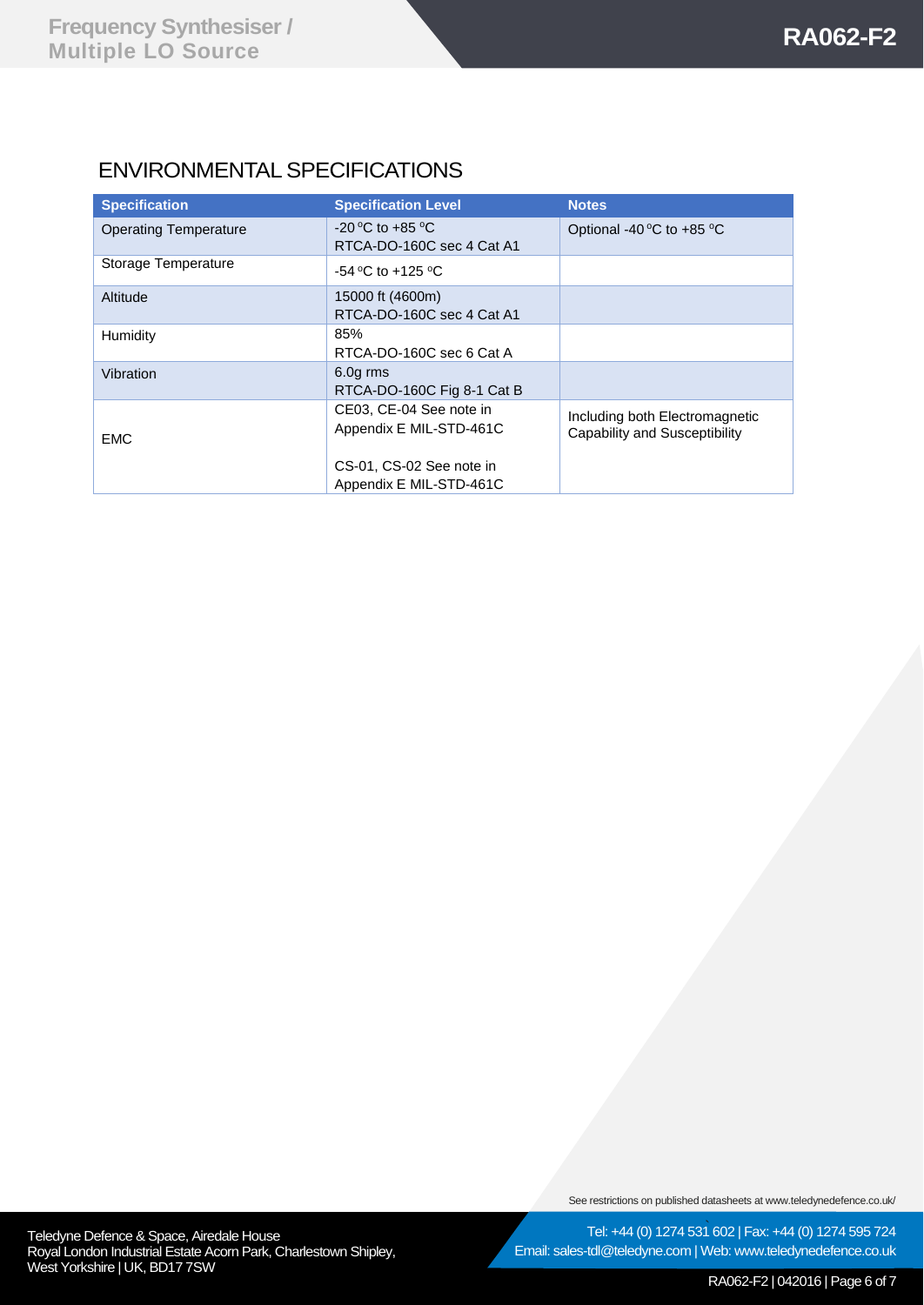## ENVIRONMENTAL SPECIFICATIONS

| Specification | Specification Level | Notes |
|---|---|---|
| Operating Temperature | -20 °C to +85 °C<br>RTCA-DO-160C sec 4 Cat A1 | Optional -40 °C to +85 °C |
| Storage Temperature | -54 °C to +125 °C | |
| Altitude | 15000 ft (4600m)<br>RTCA-DO-160C sec 4 Cat A1 | |
| Humidity | 85%<br>RTCA-DO-160C sec 6 Cat A | |
| Vibration | 6.0g rms<br>RTCA-DO-160C Fig 8-1 Cat B | |
| EMC | CE03, CE-04 See note in Appendix E MIL-STD-461C<br><br>CS-01, CS-02 See note in Appendix E MIL-STD-461C | Including both Electromagnetic Capability and Susceptibility |

See restrictions on published datasheets at www.teledynedefence.co.uk/

Teledyne Defence & Space, Airedale House
Royal London Industrial Estate Acorn Park, Charlestown Shipley,
West Yorkshire | UK, BD17 7SW

Tel: +44 (0) 1274 531 602 | Fax: +44 (0) 1274 595 724
Email: sales-tdl@teledyne.com | Web: www.teledynedefence.co.uk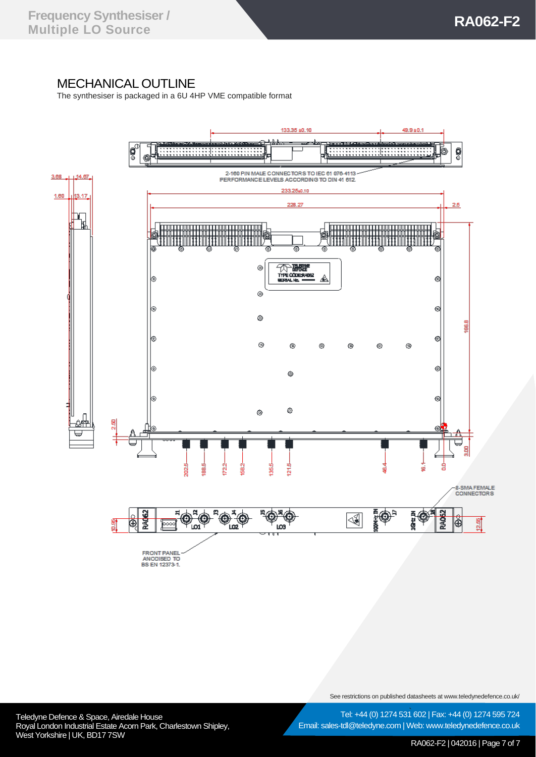# MECHANICAL OUTLINE

The synthesiser is packaged in a 6U 4HP VME compatible format

133.35 ±0.10

49.9 ±0.1

2-160 PIN MALE CONNECTORS TO IEC 61 076-4113
PERFORMANCE LEVELS ACCORDING TO DIN 41 612.

3.68

14.67

1.60

13.17

233.25±0.10

228.27

2.5

166.8

2.60

3.00

202.5

188.5

172.2

158.2

135.5

121.5

46.4

16.1

0.0

8-SMA FEMALE
CONNECTORS

10.95

12.55

FRONT PANEL
ANODISED TO
BS EN 12373-1.

See restrictions on published datasheets at www.teledynedefence.co.uk/

Teledyne Defence & Space, Airedale House
Royal London Industrial Estate Acorn Park, Charlestown Shipley,
West Yorkshire | UK, BD17 7SW

Tel: +44 (0) 1274 531 602 | Fax: +44 (0) 1274 595 724
Email: sales-tdl@teledyne.com | Web: www.teledynedefence.co.uk